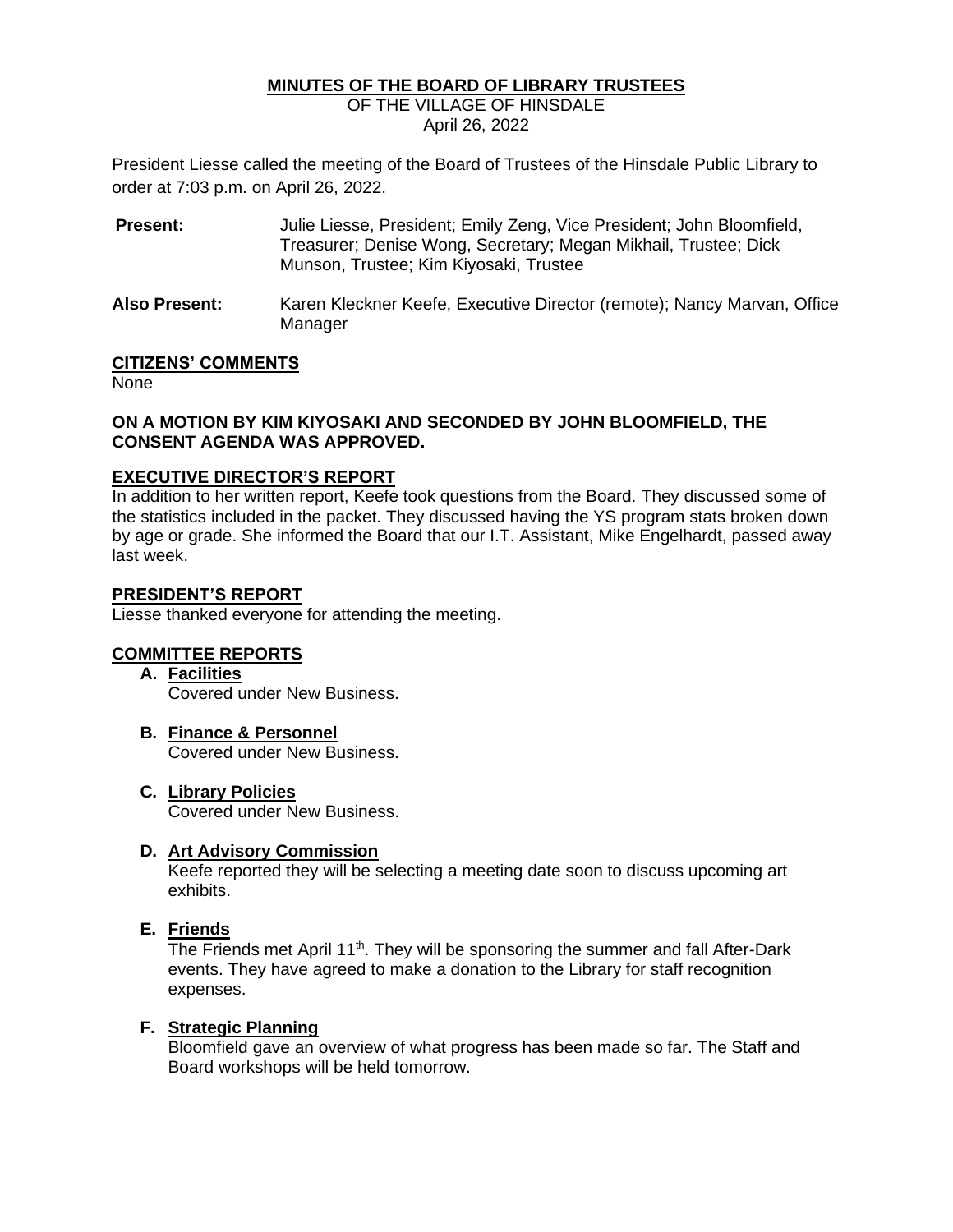# MINUTES OF THE BOARD OF LIBRARY TRUSTEES

OF THE VILLAGE OF HINSDALE
April 26, 2022

President Liesse called the meeting of the Board of Trustees of the Hinsdale Public Library to order at 7:03 p.m. on April 26, 2022.

**Present:** Julie Liesse, President; Emily Zeng, Vice President; John Bloomfield, Treasurer; Denise Wong, Secretary; Megan Mikhail, Trustee; Dick Munson, Trustee; Kim Kiyosaki, Trustee

**Also Present:** Karen Kleckner Keefe, Executive Director (remote); Nancy Marvan, Office Manager

## CITIZENS' COMMENTS

None

**ON A MOTION BY KIM KIYOSAKI AND SECONDED BY JOHN BLOOMFIELD, THE CONSENT AGENDA WAS APPROVED.**

## EXECUTIVE DIRECTOR'S REPORT

In addition to her written report, Keefe took questions from the Board. They discussed some of the statistics included in the packet. They discussed having the YS program stats broken down by age or grade. She informed the Board that our I.T. Assistant, Mike Engelhardt, passed away last week.

## PRESIDENT'S REPORT

Liesse thanked everyone for attending the meeting.

## COMMITTEE REPORTS

**A. Facilities**
Covered under New Business.

**B. Finance & Personnel**
Covered under New Business.

**C. Library Policies**
Covered under New Business.

**D. Art Advisory Commission**
Keefe reported they will be selecting a meeting date soon to discuss upcoming art exhibits.

**E. Friends**
The Friends met April 11th. They will be sponsoring the summer and fall After-Dark events. They have agreed to make a donation to the Library for staff recognition expenses.

**F. Strategic Planning**
Bloomfield gave an overview of what progress has been made so far. The Staff and Board workshops will be held tomorrow.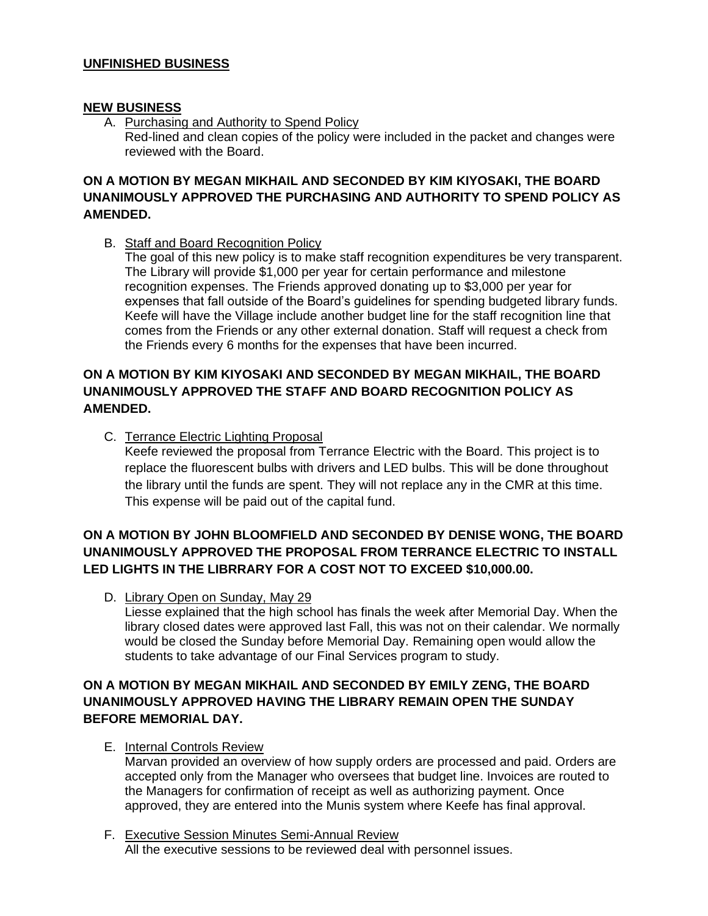**UNFINISHED BUSINESS**

**NEW BUSINESS**

A. Purchasing and Authority to Spend Policy
   Red-lined and clean copies of the policy were included in the packet and changes were reviewed with the Board.

**ON A MOTION BY MEGAN MIKHAIL AND SECONDED BY KIM KIYOSAKI, THE BOARD UNANIMOUSLY APPROVED THE PURCHASING AND AUTHORITY TO SPEND POLICY AS AMENDED.**

B. Staff and Board Recognition Policy
   The goal of this new policy is to make staff recognition expenditures be very transparent. The Library will provide $1,000 per year for certain performance and milestone recognition expenses. The Friends approved donating up to $3,000 per year for expenses that fall outside of the Board's guidelines for spending budgeted library funds. Keefe will have the Village include another budget line for the staff recognition line that comes from the Friends or any other external donation. Staff will request a check from the Friends every 6 months for the expenses that have been incurred.

**ON A MOTION BY KIM KIYOSAKI AND SECONDED BY MEGAN MIKHAIL, THE BOARD UNANIMOUSLY APPROVED THE STAFF AND BOARD RECOGNITION POLICY AS AMENDED.**

C. Terrance Electric Lighting Proposal
   Keefe reviewed the proposal from Terrance Electric with the Board. This project is to replace the fluorescent bulbs with drivers and LED bulbs. This will be done throughout the library until the funds are spent. They will not replace any in the CMR at this time. This expense will be paid out of the capital fund.

**ON A MOTION BY JOHN BLOOMFIELD AND SECONDED BY DENISE WONG, THE BOARD UNANIMOUSLY APPROVED THE PROPOSAL FROM TERRANCE ELECTRIC TO INSTALL LED LIGHTS IN THE LIBRRARY FOR A COST NOT TO EXCEED $10,000.00.**

D. Library Open on Sunday, May 29
   Liesse explained that the high school has finals the week after Memorial Day. When the library closed dates were approved last Fall, this was not on their calendar. We normally would be closed the Sunday before Memorial Day. Remaining open would allow the students to take advantage of our Final Services program to study.

**ON A MOTION BY MEGAN MIKHAIL AND SECONDED BY EMILY ZENG, THE BOARD UNANIMOUSLY APPROVED HAVING THE LIBRARY REMAIN OPEN THE SUNDAY BEFORE MEMORIAL DAY.**

E. Internal Controls Review
   Marvan provided an overview of how supply orders are processed and paid. Orders are accepted only from the Manager who oversees that budget line. Invoices are routed to the Managers for confirmation of receipt as well as authorizing payment. Once approved, they are entered into the Munis system where Keefe has final approval.

F. Executive Session Minutes Semi-Annual Review
   All the executive sessions to be reviewed deal with personnel issues.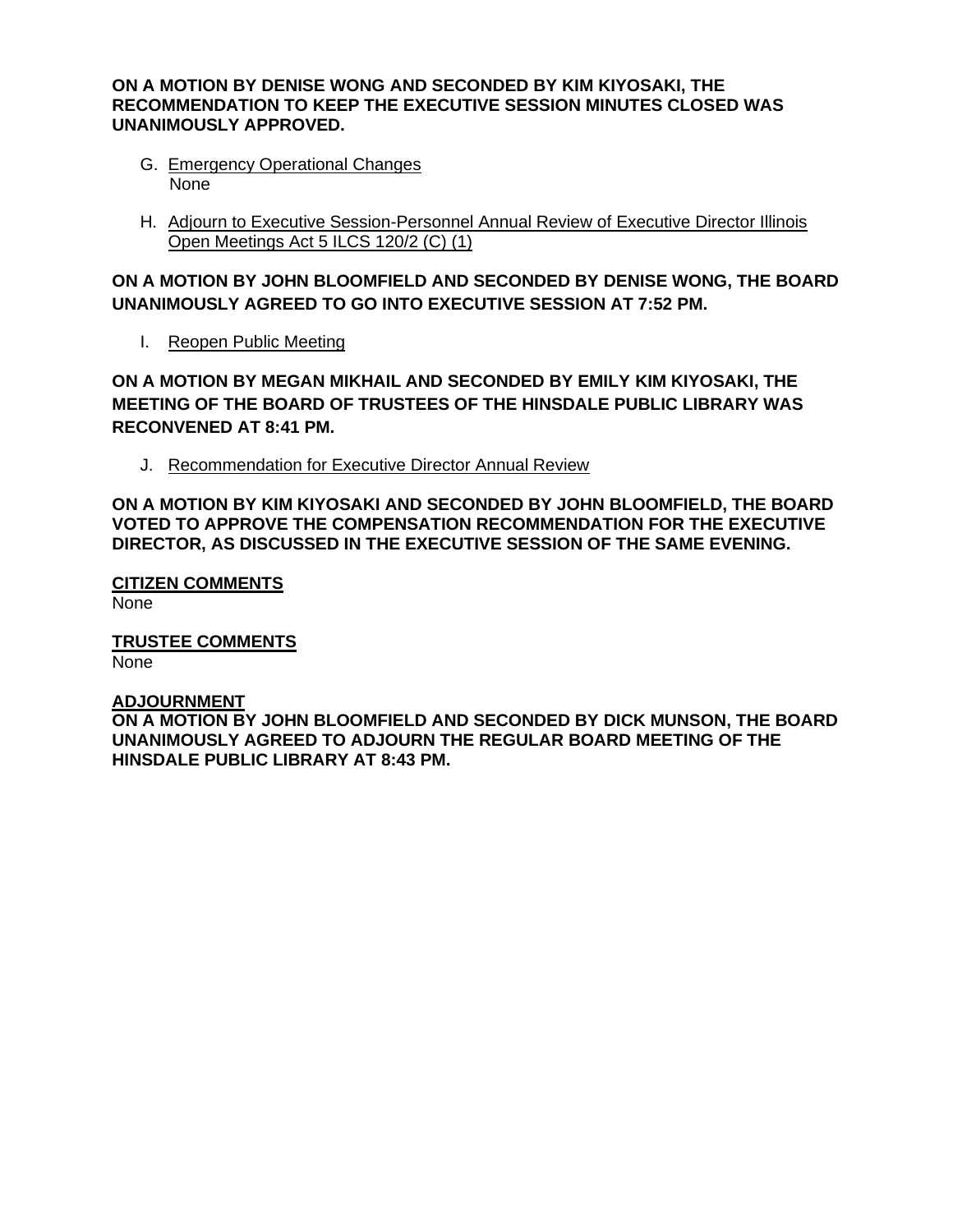**ON A MOTION BY DENISE WONG AND SECONDED BY KIM KIYOSAKI, THE RECOMMENDATION TO KEEP THE EXECUTIVE SESSION MINUTES CLOSED WAS UNANIMOUSLY APPROVED.**

G. Emergency Operational Changes
None

H. Adjourn to Executive Session-Personnel Annual Review of Executive Director Illinois Open Meetings Act 5 ILCS 120/2 (C) (1)

**ON A MOTION BY JOHN BLOOMFIELD AND SECONDED BY DENISE WONG, THE BOARD UNANIMOUSLY AGREED TO GO INTO EXECUTIVE SESSION AT 7:52 PM.**

I. Reopen Public Meeting

**ON A MOTION BY MEGAN MIKHAIL AND SECONDED BY EMILY KIM KIYOSAKI, THE MEETING OF THE BOARD OF TRUSTEES OF THE HINSDALE PUBLIC LIBRARY WAS RECONVENED AT 8:41 PM.**

J. Recommendation for Executive Director Annual Review

**ON A MOTION BY KIM KIYOSAKI AND SECONDED BY JOHN BLOOMFIELD, THE BOARD VOTED TO APPROVE THE COMPENSATION RECOMMENDATION FOR THE EXECUTIVE DIRECTOR, AS DISCUSSED IN THE EXECUTIVE SESSION OF THE SAME EVENING.**

**CITIZEN COMMENTS**
None

**TRUSTEE COMMENTS**
None

**ADJOURNMENT**
**ON A MOTION BY JOHN BLOOMFIELD AND SECONDED BY DICK MUNSON, THE BOARD UNANIMOUSLY AGREED TO ADJOURN THE REGULAR BOARD MEETING OF THE HINSDALE PUBLIC LIBRARY AT 8:43 PM.**